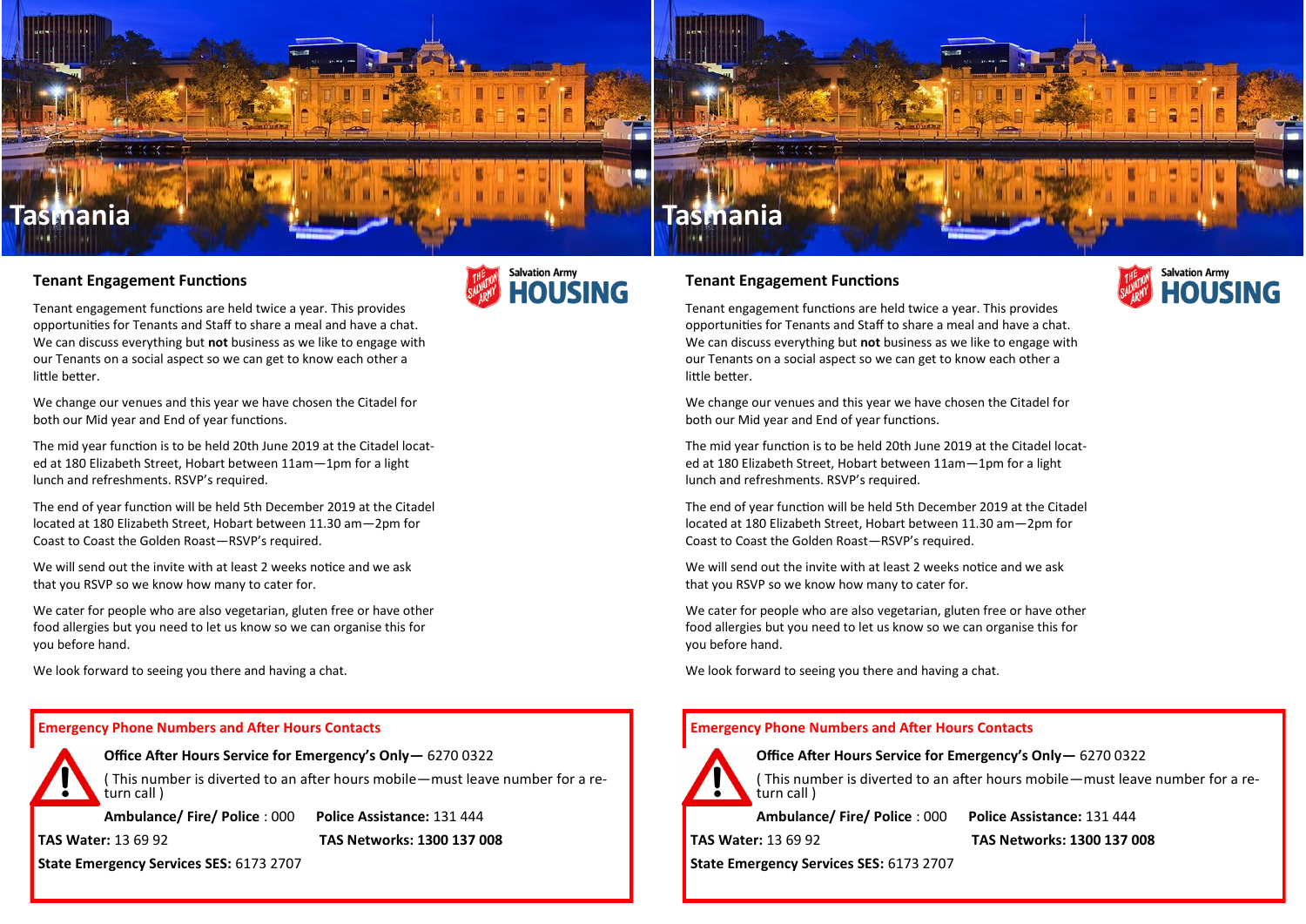# Tasmania

## Tenant Engagement Functions

Salvation Army HOUSING

Tenant engagement functions are held twice a year. This provides opportunities for Tenants and Staff to share a meal and have a chat. We can discuss everything but **not** business as we like to engage with our Tenants on a social aspect so we can get to know each other a little better.

We change our venues and this year we have chosen the Citadel for both our Mid year and End of year functions.

The mid year function is to be held 20th June 2019 at the Citadel located at 180 Elizabeth Street, Hobart between 11am—1pm for a light lunch and refreshments. RSVP's required.

The end of year function will be held 5th December 2019 at the Citadel located at 180 Elizabeth Street, Hobart between 11.30 am—2pm for Coast to Coast the Golden Roast—RSVP's required.

We will send out the invite with at least 2 weeks notice and we ask that you RSVP so we know how many to cater for.

We cater for people who are also vegetarian, gluten free or have other food allergies but you need to let us know so we can organise this for you before hand.

We look forward to seeing you there and having a chat.

### Emergency Phone Numbers and After Hours Contacts

**Office After Hours Service for Emergency's Only—** 6270 0322

( This number is diverted to an after hours mobile—must leave number for a return call )

**Ambulance/ Fire/ Police** : 000 **Police Assistance:** 131 444

**TAS Water:** 13 69 92 **TAS Networks: 1300 137 008**

**State Emergency Services SES:** 6173 2707

# Tasmania

## Tenant Engagement Functions

Salvation Army HOUSING

Tenant engagement functions are held twice a year. This provides opportunities for Tenants and Staff to share a meal and have a chat. We can discuss everything but **not** business as we like to engage with our Tenants on a social aspect so we can get to know each other a little better.

We change our venues and this year we have chosen the Citadel for both our Mid year and End of year functions.

The mid year function is to be held 20th June 2019 at the Citadel located at 180 Elizabeth Street, Hobart between 11am—1pm for a light lunch and refreshments. RSVP's required.

The end of year function will be held 5th December 2019 at the Citadel located at 180 Elizabeth Street, Hobart between 11.30 am—2pm for Coast to Coast the Golden Roast—RSVP's required.

We will send out the invite with at least 2 weeks notice and we ask that you RSVP so we know how many to cater for.

We cater for people who are also vegetarian, gluten free or have other food allergies but you need to let us know so we can organise this for you before hand.

We look forward to seeing you there and having a chat.

### Emergency Phone Numbers and After Hours Contacts

**Office After Hours Service for Emergency's Only—** 6270 0322

( This number is diverted to an after hours mobile—must leave number for a return call )

**Ambulance/ Fire/ Police** : 000 **Police Assistance:** 131 444

**TAS Water:** 13 69 92 **TAS Networks: 1300 137 008**

**State Emergency Services SES:** 6173 2707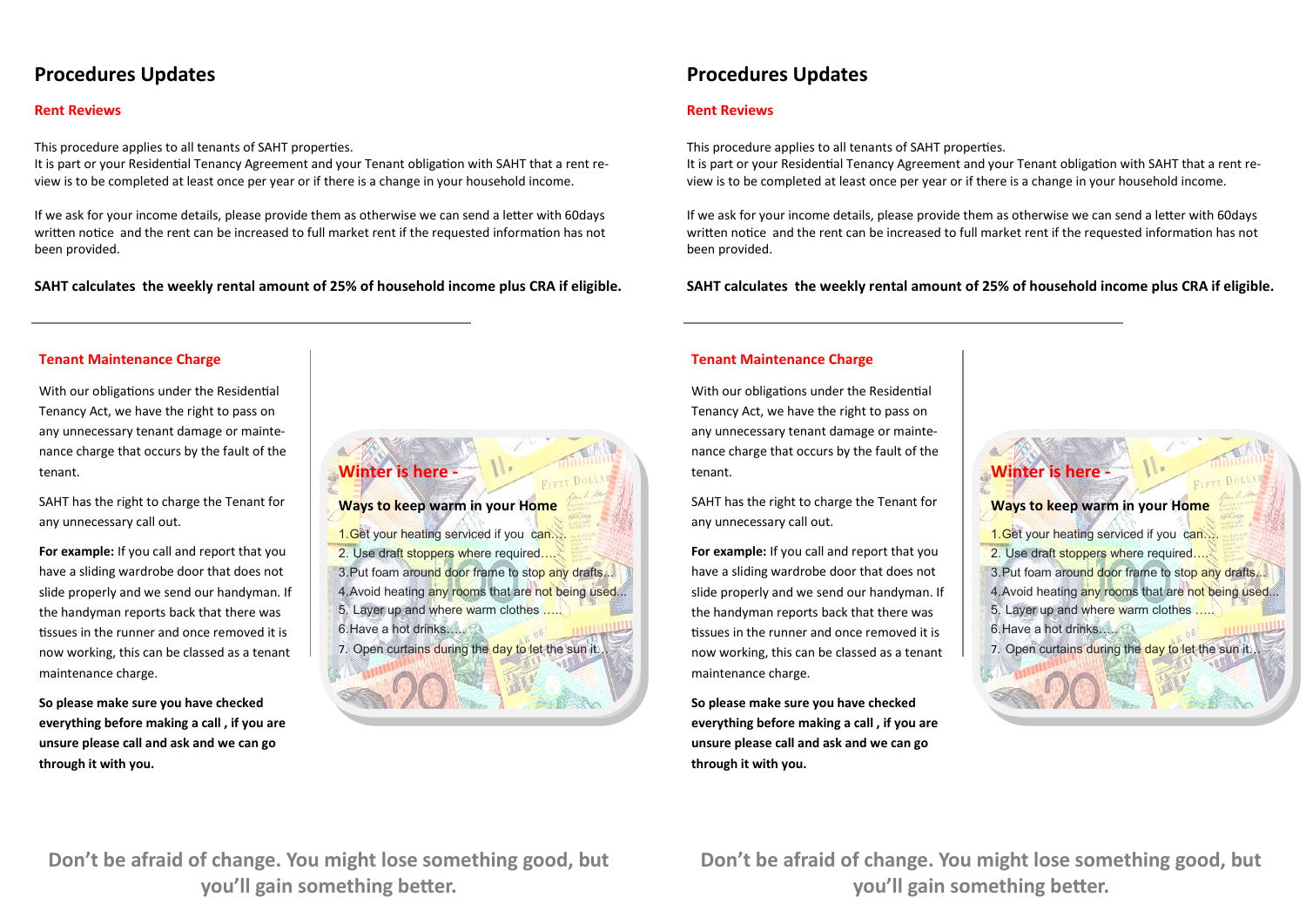# Procedures Updates

## Rent Reviews

This procedure applies to all tenants of SAHT properties.
It is part or your Residential Tenancy Agreement and your Tenant obligation with SAHT that a rent review is to be completed at least once per year or if there is a change in your household income.

If we ask for your income details, please provide them as otherwise we can send a letter with 60days written notice and the rent can be increased to full market rent if the requested information has not been provided.

**SAHT calculates the weekly rental amount of 25% of household income plus CRA if eligible.**

## Tenant Maintenance Charge

With our obligations under the Residential Tenancy Act, we have the right to pass on any unnecessary tenant damage or maintenance charge that occurs by the fault of the tenant.

SAHT has the right to charge the Tenant for any unnecessary call out.

**For example:** If you call and report that you have a sliding wardrobe door that does not slide properly and we send our handyman. If the handyman reports back that there was tissues in the runner and once removed it is now working, this can be classed as a tenant maintenance charge.

**So please make sure you have checked everything before making a call , if you are unsure please call and ask and we can go through it with you.**

## Winter is here -

### Ways to keep warm in your Home

1.Get your heating serviced if you can….
2. Use draft stoppers where required….
3.Put foam around door frame to stop any drafts...
4.Avoid heating any rooms that are not being used...
5. Layer up and where warm clothes …..
6.Have a hot drinks…..
7. Open curtains during the day to let the sun it...

**Don't be afraid of change. You might lose something good, but you'll gain something better.**

# Procedures Updates

## Rent Reviews

This procedure applies to all tenants of SAHT properties.
It is part or your Residential Tenancy Agreement and your Tenant obligation with SAHT that a rent review is to be completed at least once per year or if there is a change in your household income.

If we ask for your income details, please provide them as otherwise we can send a letter with 60days written notice and the rent can be increased to full market rent if the requested information has not been provided.

**SAHT calculates the weekly rental amount of 25% of household income plus CRA if eligible.**

## Tenant Maintenance Charge

With our obligations under the Residential Tenancy Act, we have the right to pass on any unnecessary tenant damage or maintenance charge that occurs by the fault of the tenant.

SAHT has the right to charge the Tenant for any unnecessary call out.

**For example:** If you call and report that you have a sliding wardrobe door that does not slide properly and we send our handyman. If the handyman reports back that there was tissues in the runner and once removed it is now working, this can be classed as a tenant maintenance charge.

**So please make sure you have checked everything before making a call , if you are unsure please call and ask and we can go through it with you.**

## Winter is here -

### Ways to keep warm in your Home

1.Get your heating serviced if you can….
2. Use draft stoppers where required….
3.Put foam around door frame to stop any drafts...
4.Avoid heating any rooms that are not being used...
5. Layer up and where warm clothes …..
6.Have a hot drinks…..
7. Open curtains during the day to let the sun it...

**Don't be afraid of change. You might lose something good, but you'll gain something better.**